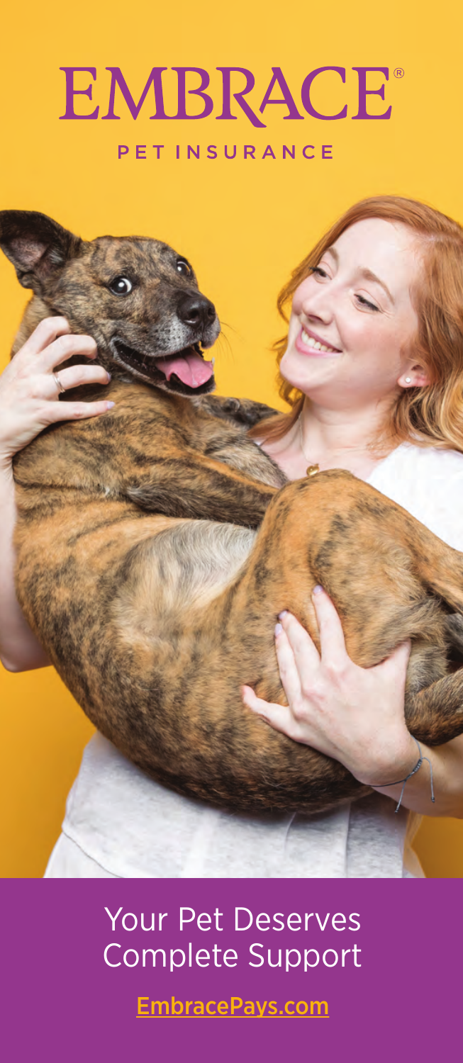# EMBRACE®

PET INSURANCE

## Your Pet Deserves Complete Support

EmbracePays.com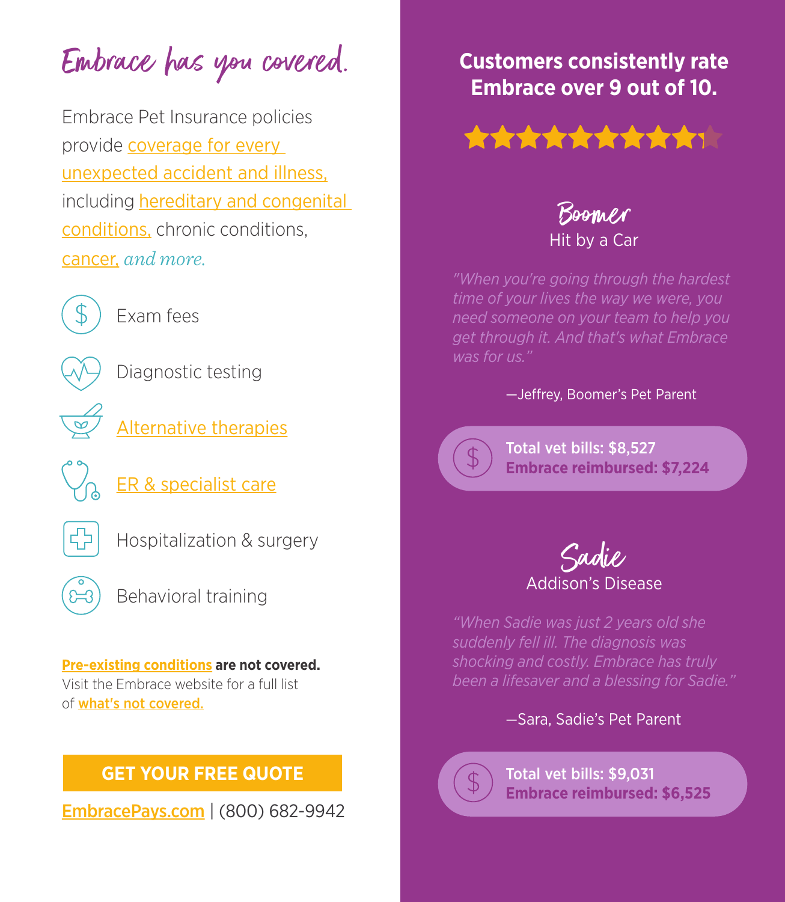# Embrace has you covered.

Embrace Pet Insurance policies provide coverage for every unexpected accident and illness, including hereditary and congenital conditions, chronic conditions, cancer, *and more.*

- Exam fees
- Diagnostic testing
- Alternative therapies
- ER & specialist care
- Hospitalization & surgery
- Behavioral training

Pre-existing conditions **are not covered.** Visit the Embrace website for a full list of what's not covered.

**GET YOUR FREE QUOTE**

EmbracePays.com | (800) 682-9942

## Customers consistently rate Embrace over 9 out of 10.

### Boomer
Hit by a Car

*"When you're going through the hardest time of your lives the way we were, you need someone on your team to help you get through it. And that's what Embrace was for us."*

—Jeffrey, Boomer's Pet Parent

**Total vet bills: $8,527**
**Embrace reimbursed: $7,224**

### Sadie
Addison's Disease

*"When Sadie was just 2 years old she suddenly fell ill. The diagnosis was shocking and costly. Embrace has truly been a lifesaver and a blessing for Sadie."*

—Sara, Sadie's Pet Parent

**Total vet bills: $9,031**
**Embrace reimbursed: $6,525**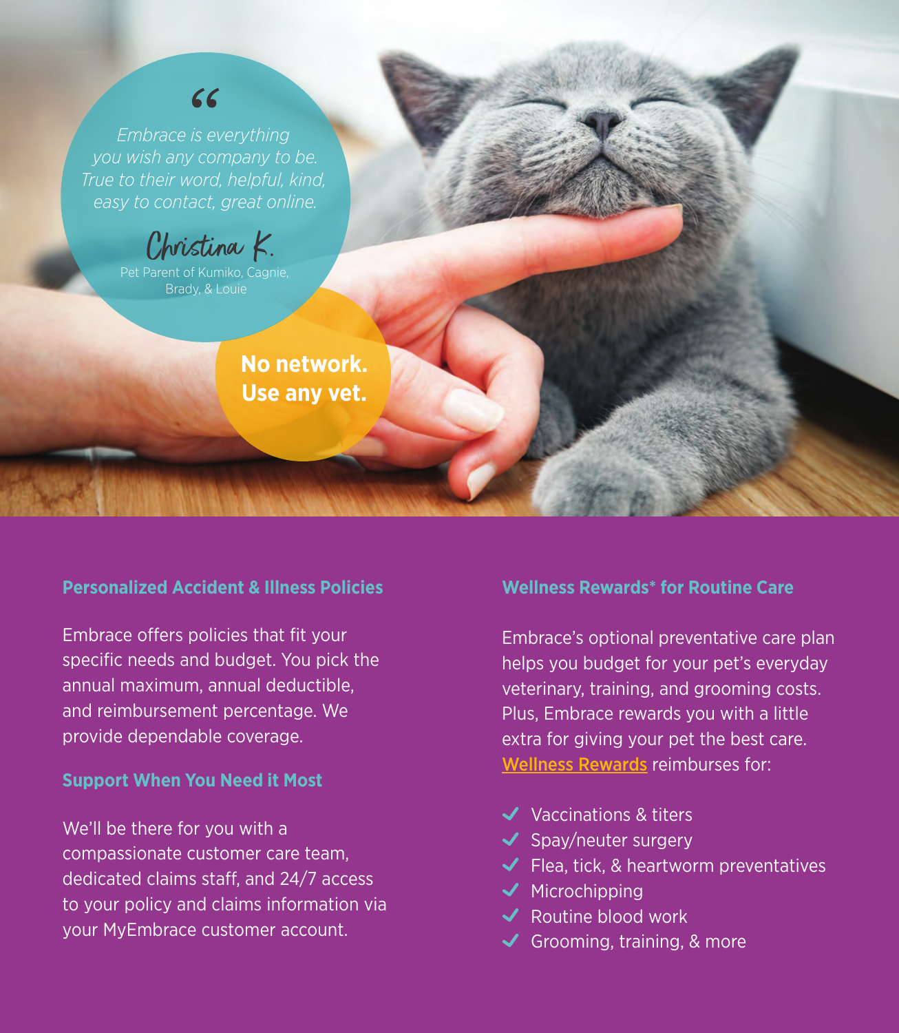> *Embrace is everything you wish any company to be. True to their word, helpful, kind, easy to contact, great online.*
>
> Christina K.
> Pet Parent of Kumiko, Cagnie, Brady, & Louie

**No network. Use any vet.**

### Personalized Accident & Illness Policies

Embrace offers policies that fit your specific needs and budget. You pick the annual maximum, annual deductible, and reimbursement percentage. We provide dependable coverage.

### Support When You Need it Most

We'll be there for you with a compassionate customer care team, dedicated claims staff, and 24/7 access to your policy and claims information via your MyEmbrace customer account.

### Wellness Rewards* for Routine Care

Embrace's optional preventative care plan helps you budget for your pet's everyday veterinary, training, and grooming costs. Plus, Embrace rewards you with a little extra for giving your pet the best care. Wellness Rewards reimburses for:

- ✓ Vaccinations & titers
- ✓ Spay/neuter surgery
- ✓ Flea, tick, & heartworm preventatives
- ✓ Microchipping
- ✓ Routine blood work
- ✓ Grooming, training, & more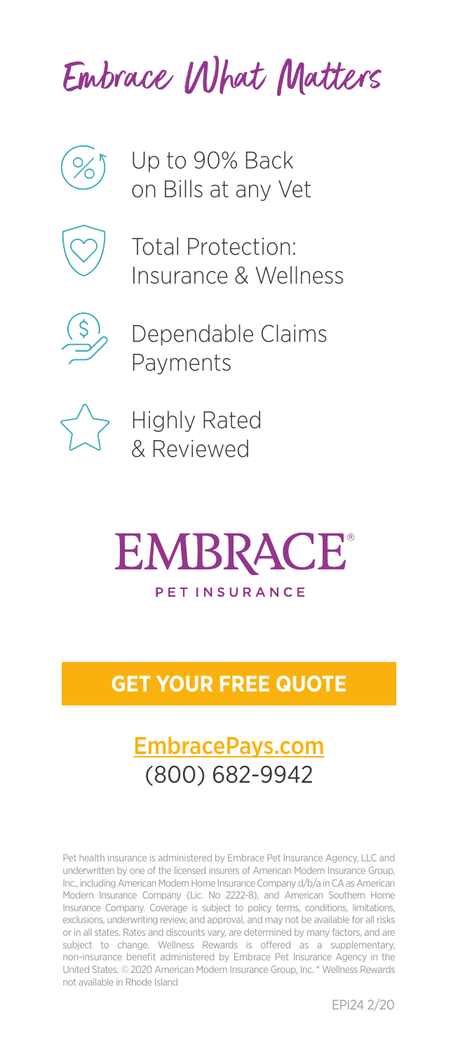# Embrace What Matters

Up to 90% Back on Bills at any Vet

Total Protection: Insurance & Wellness

Dependable Claims Payments

Highly Rated & Reviewed

EMBRACE®

PET INSURANCE

**GET YOUR FREE QUOTE**

EmbracePays.com
(800) 682-9942

Pet health insurance is administered by Embrace Pet Insurance Agency, LLC and underwritten by one of the licensed insurers of American Modern Insurance Group, Inc., including American Modern Home Insurance Company d/b/a in CA as American Modern Insurance Company (Lic. No 2222-8), and American Southern Home Insurance Company. Coverage is subject to policy terms, conditions, limitations, exclusions, underwriting review, and approval, and may not be available for all risks or in all states. Rates and discounts vary, are determined by many factors, and are subject to change. Wellness Rewards is offered as a supplementary, non-insurance benefit administered by Embrace Pet Insurance Agency in the United States. © 2020 American Modern Insurance Group, Inc. * Wellness Rewards not available in Rhode Island

EPI24 2/20